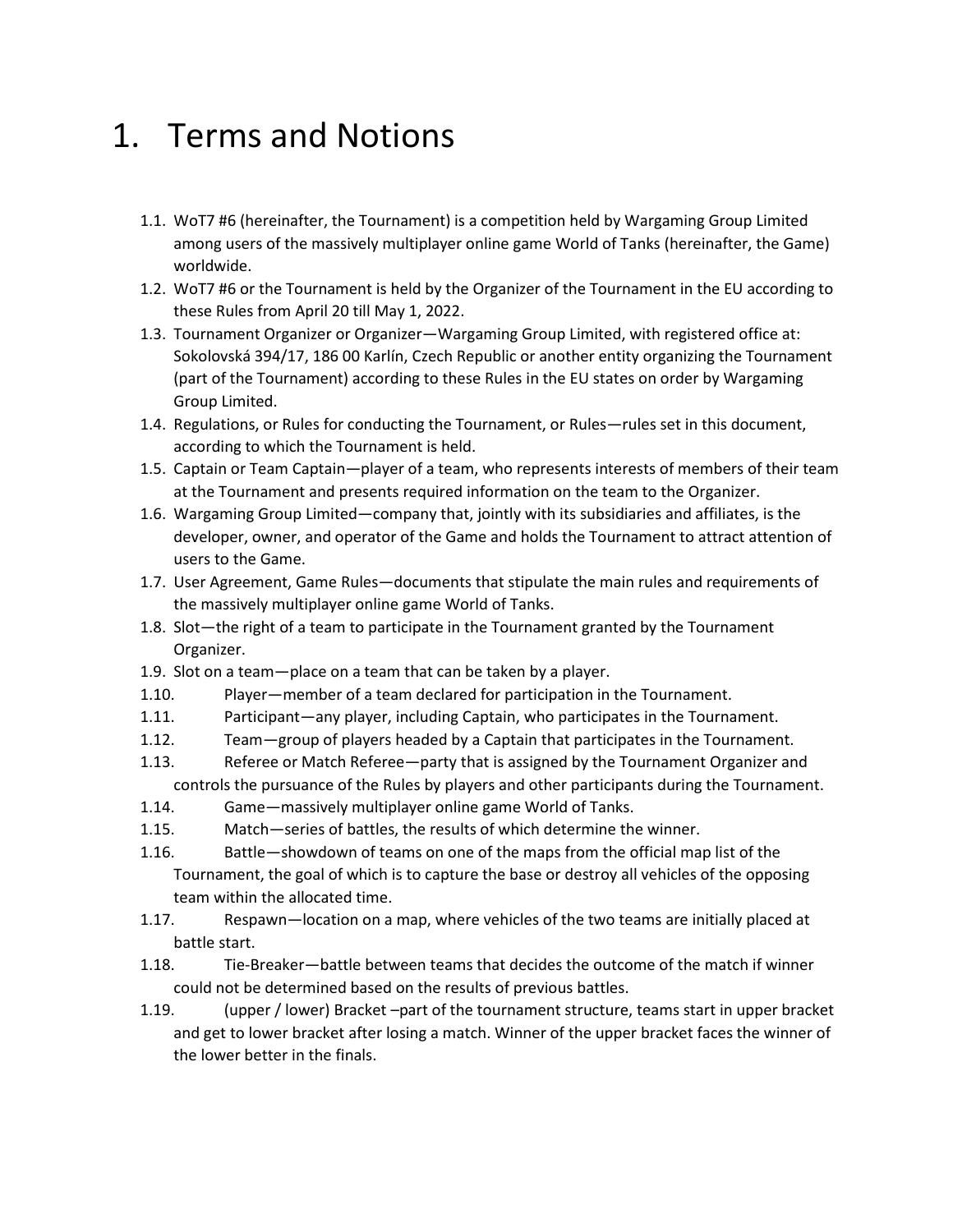# 1. Terms and Notions

1.1. WoT7 #6 (hereinafter, the Tournament) is a competition held by Wargaming Group Limited among users of the massively multiplayer online game World of Tanks (hereinafter, the Game) worldwide.

1.2. WoT7 #6 or the Tournament is held by the Organizer of the Tournament in the EU according to these Rules from April 20 till May 1, 2022.

1.3. Tournament Organizer or Organizer—Wargaming Group Limited, with registered office at: Sokolovská 394/17, 186 00 Karlín, Czech Republic or another entity organizing the Tournament (part of the Tournament) according to these Rules in the EU states on order by Wargaming Group Limited.

1.4. Regulations, or Rules for conducting the Tournament, or Rules—rules set in this document, according to which the Tournament is held.

1.5. Captain or Team Captain—player of a team, who represents interests of members of their team at the Tournament and presents required information on the team to the Organizer.

1.6. Wargaming Group Limited—company that, jointly with its subsidiaries and affiliates, is the developer, owner, and operator of the Game and holds the Tournament to attract attention of users to the Game.

1.7. User Agreement, Game Rules—documents that stipulate the main rules and requirements of the massively multiplayer online game World of Tanks.

1.8. Slot—the right of a team to participate in the Tournament granted by the Tournament Organizer.

1.9. Slot on a team—place on a team that can be taken by a player.

1.10. Player—member of a team declared for participation in the Tournament.

1.11. Participant—any player, including Captain, who participates in the Tournament.

1.12. Team—group of players headed by a Captain that participates in the Tournament.

1.13. Referee or Match Referee—party that is assigned by the Tournament Organizer and controls the pursuance of the Rules by players and other participants during the Tournament.

1.14. Game—massively multiplayer online game World of Tanks.

1.15. Match—series of battles, the results of which determine the winner.

1.16. Battle—showdown of teams on one of the maps from the official map list of the Tournament, the goal of which is to capture the base or destroy all vehicles of the opposing team within the allocated time.

1.17. Respawn—location on a map, where vehicles of the two teams are initially placed at battle start.

1.18. Tie-Breaker—battle between teams that decides the outcome of the match if winner could not be determined based on the results of previous battles.

1.19. (upper / lower) Bracket –part of the tournament structure, teams start in upper bracket and get to lower bracket after losing a match. Winner of the upper bracket faces the winner of the lower better in the finals.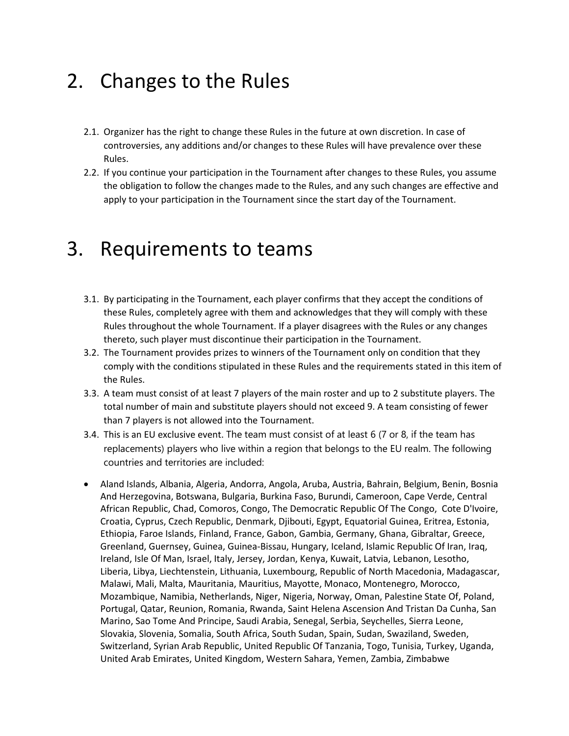# 2. Changes to the Rules

2.1. Organizer has the right to change these Rules in the future at own discretion. In case of controversies, any additions and/or changes to these Rules will have prevalence over these Rules.

2.2. If you continue your participation in the Tournament after changes to these Rules, you assume the obligation to follow the changes made to the Rules, and any such changes are effective and apply to your participation in the Tournament since the start day of the Tournament.

# 3. Requirements to teams

3.1. By participating in the Tournament, each player confirms that they accept the conditions of these Rules, completely agree with them and acknowledges that they will comply with these Rules throughout the whole Tournament. If a player disagrees with the Rules or any changes thereto, such player must discontinue their participation in the Tournament.

3.2. The Tournament provides prizes to winners of the Tournament only on condition that they comply with the conditions stipulated in these Rules and the requirements stated in this item of the Rules.

3.3. A team must consist of at least 7 players of the main roster and up to 2 substitute players. The total number of main and substitute players should not exceed 9. A team consisting of fewer than 7 players is not allowed into the Tournament.

3.4. This is an EU exclusive event. The team must consist of at least 6 (7 or 8, if the team has replacements) players who live within a region that belongs to the EU realm. The following countries and territories are included:

- Aland Islands, Albania, Algeria, Andorra, Angola, Aruba, Austria, Bahrain, Belgium, Benin, Bosnia And Herzegovina, Botswana, Bulgaria, Burkina Faso, Burundi, Cameroon, Cape Verde, Central African Republic, Chad, Comoros, Congo, The Democratic Republic Of The Congo, Cote D'Ivoire, Croatia, Cyprus, Czech Republic, Denmark, Djibouti, Egypt, Equatorial Guinea, Eritrea, Estonia, Ethiopia, Faroe Islands, Finland, France, Gabon, Gambia, Germany, Ghana, Gibraltar, Greece, Greenland, Guernsey, Guinea, Guinea-Bissau, Hungary, Iceland, Islamic Republic Of Iran, Iraq, Ireland, Isle Of Man, Israel, Italy, Jersey, Jordan, Kenya, Kuwait, Latvia, Lebanon, Lesotho, Liberia, Libya, Liechtenstein, Lithuania, Luxembourg, Republic of North Macedonia, Madagascar, Malawi, Mali, Malta, Mauritania, Mauritius, Mayotte, Monaco, Montenegro, Morocco, Mozambique, Namibia, Netherlands, Niger, Nigeria, Norway, Oman, Palestine State Of, Poland, Portugal, Qatar, Reunion, Romania, Rwanda, Saint Helena Ascension And Tristan Da Cunha, San Marino, Sao Tome And Principe, Saudi Arabia, Senegal, Serbia, Seychelles, Sierra Leone, Slovakia, Slovenia, Somalia, South Africa, South Sudan, Spain, Sudan, Swaziland, Sweden, Switzerland, Syrian Arab Republic, United Republic Of Tanzania, Togo, Tunisia, Turkey, Uganda, United Arab Emirates, United Kingdom, Western Sahara, Yemen, Zambia, Zimbabwe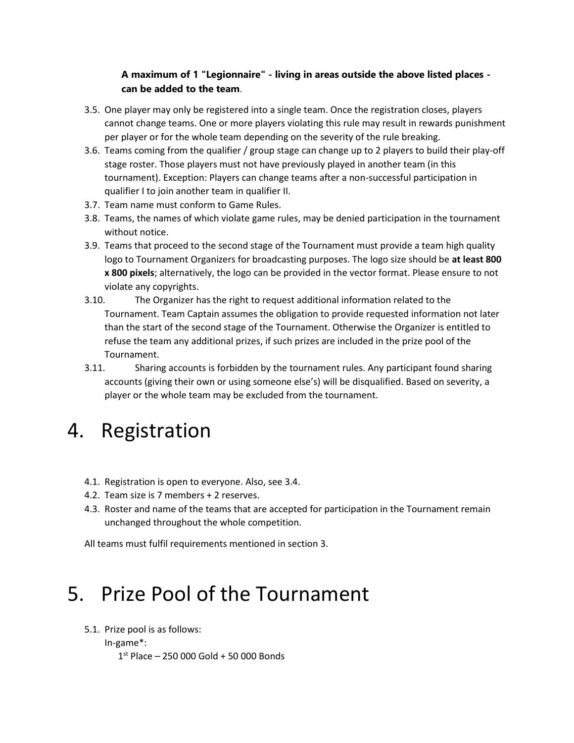**A maximum of 1 "Legionnaire" - living in areas outside the above listed places - can be added to the team**.

3.5. One player may only be registered into a single team. Once the registration closes, players cannot change teams. One or more players violating this rule may result in rewards punishment per player or for the whole team depending on the severity of the rule breaking.

3.6. Teams coming from the qualifier / group stage can change up to 2 players to build their play-off stage roster. Those players must not have previously played in another team (in this tournament). Exception: Players can change teams after a non-successful participation in qualifier I to join another team in qualifier II.

3.7. Team name must conform to Game Rules.

3.8. Teams, the names of which violate game rules, may be denied participation in the tournament without notice.

3.9. Teams that proceed to the second stage of the Tournament must provide a team high quality logo to Tournament Organizers for broadcasting purposes. The logo size should be **at least 800 x 800 pixels**; alternatively, the logo can be provided in the vector format. Please ensure to not violate any copyrights.

3.10. The Organizer has the right to request additional information related to the Tournament. Team Captain assumes the obligation to provide requested information not later than the start of the second stage of the Tournament. Otherwise the Organizer is entitled to refuse the team any additional prizes, if such prizes are included in the prize pool of the Tournament.

3.11. Sharing accounts is forbidden by the tournament rules. Any participant found sharing accounts (giving their own or using someone else's) will be disqualified. Based on severity, a player or the whole team may be excluded from the tournament.

# 4. Registration

4.1. Registration is open to everyone. Also, see 3.4.

4.2. Team size is 7 members + 2 reserves.

4.3. Roster and name of the teams that are accepted for participation in the Tournament remain unchanged throughout the whole competition.

All teams must fulfil requirements mentioned in section 3.

# 5. Prize Pool of the Tournament

5.1. Prize pool is as follows:

In-game*:

1st Place – 250 000 Gold + 50 000 Bonds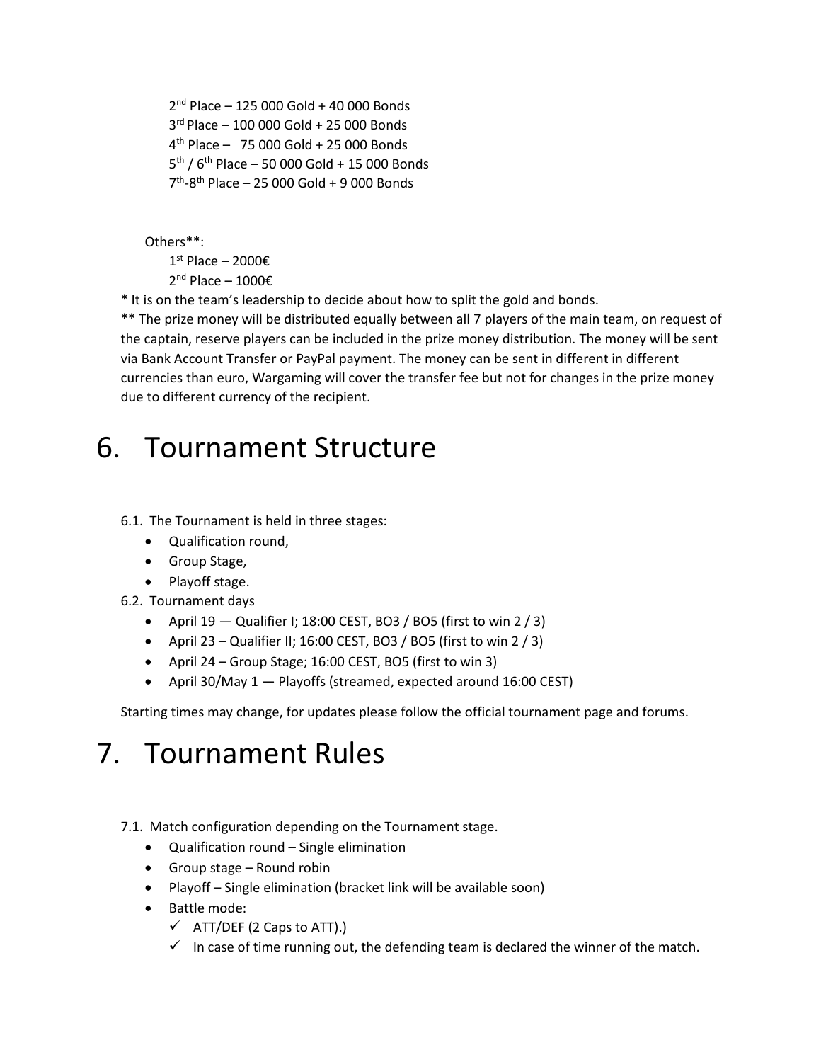2nd Place – 125 000 Gold + 40 000 Bonds  
3rd Place – 100 000 Gold + 25 000 Bonds  
4th Place – 75 000 Gold + 25 000 Bonds  
5th / 6th Place – 50 000 Gold + 15 000 Bonds  
7th-8th Place – 25 000 Gold + 9 000 Bonds

Others**:  
1st Place – 2000€  
2nd Place – 1000€

* It is on the team's leadership to decide about how to split the gold and bonds.

** The prize money will be distributed equally between all 7 players of the main team, on request of the captain, reserve players can be included in the prize money distribution. The money will be sent via Bank Account Transfer or PayPal payment. The money can be sent in different in different currencies than euro, Wargaming will cover the transfer fee but not for changes in the prize money due to different currency of the recipient.

# 6. Tournament Structure

6.1. The Tournament is held in three stages:

- Qualification round,
- Group Stage,
- Playoff stage.

6.2. Tournament days

- April 19 — Qualifier I; 18:00 CEST, BO3 / BO5 (first to win 2 / 3)
- April 23 – Qualifier II; 16:00 CEST, BO3 / BO5 (first to win 2 / 3)
- April 24 – Group Stage; 16:00 CEST, BO5 (first to win 3)
- April 30/May 1 — Playoffs (streamed, expected around 16:00 CEST)

Starting times may change, for updates please follow the official tournament page and forums.

# 7. Tournament Rules

7.1. Match configuration depending on the Tournament stage.

- Qualification round – Single elimination
- Group stage – Round robin
- Playoff – Single elimination (bracket link will be available soon)
- Battle mode:
  - ✓ ATT/DEF (2 Caps to ATT).)
  - ✓ In case of time running out, the defending team is declared the winner of the match.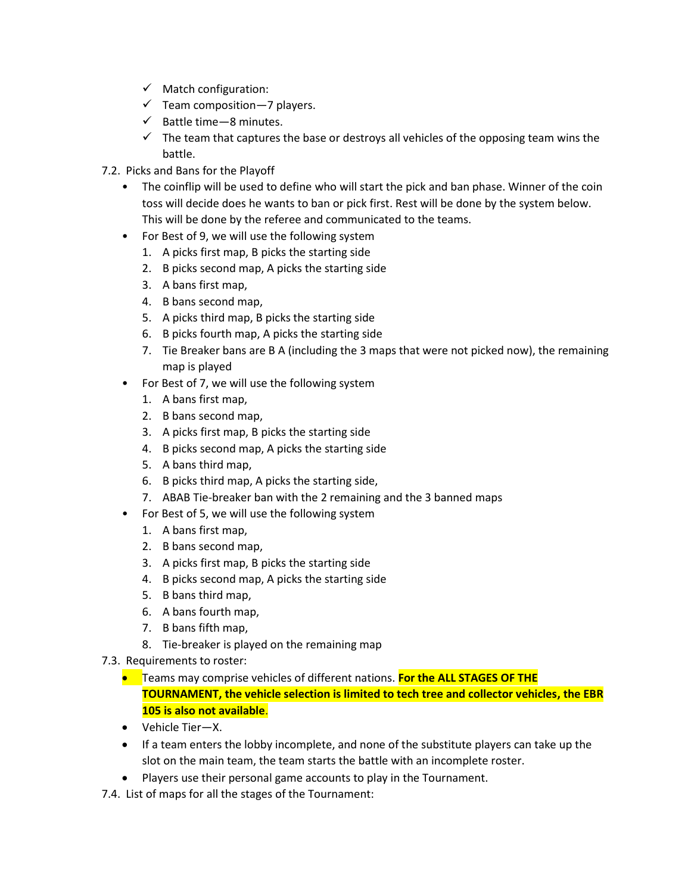- ✓ Match configuration:
- ✓ Team composition—7 players.
- ✓ Battle time—8 minutes.
- ✓ The team that captures the base or destroys all vehicles of the opposing team wins the battle.

7.2. Picks and Bans for the Playoff

- The coinflip will be used to define who will start the pick and ban phase. Winner of the coin toss will decide does he wants to ban or pick first. Rest will be done by the system below. This will be done by the referee and communicated to the teams.
- For Best of 9, we will use the following system
  1. A picks first map, B picks the starting side
  2. B picks second map, A picks the starting side
  3. A bans first map,
  4. B bans second map,
  5. A picks third map, B picks the starting side
  6. B picks fourth map, A picks the starting side
  7. Tie Breaker bans are B A (including the 3 maps that were not picked now), the remaining map is played
- For Best of 7, we will use the following system
  1. A bans first map,
  2. B bans second map,
  3. A picks first map, B picks the starting side
  4. B picks second map, A picks the starting side
  5. A bans third map,
  6. B picks third map, A picks the starting side,
  7. ABAB Tie-breaker ban with the 2 remaining and the 3 banned maps
- For Best of 5, we will use the following system
  1. A bans first map,
  2. B bans second map,
  3. A picks first map, B picks the starting side
  4. B picks second map, A picks the starting side
  5. B bans third map,
  6. A bans fourth map,
  7. B bans fifth map,
  8. Tie-breaker is played on the remaining map

7.3. Requirements to roster:

- Teams may comprise vehicles of different nations. **For the ALL STAGES OF THE TOURNAMENT, the vehicle selection is limited to tech tree and collector vehicles, the EBR 105 is also not available**.
- Vehicle Tier—X.
- If a team enters the lobby incomplete, and none of the substitute players can take up the slot on the main team, the team starts the battle with an incomplete roster.
- Players use their personal game accounts to play in the Tournament.

7.4. List of maps for all the stages of the Tournament: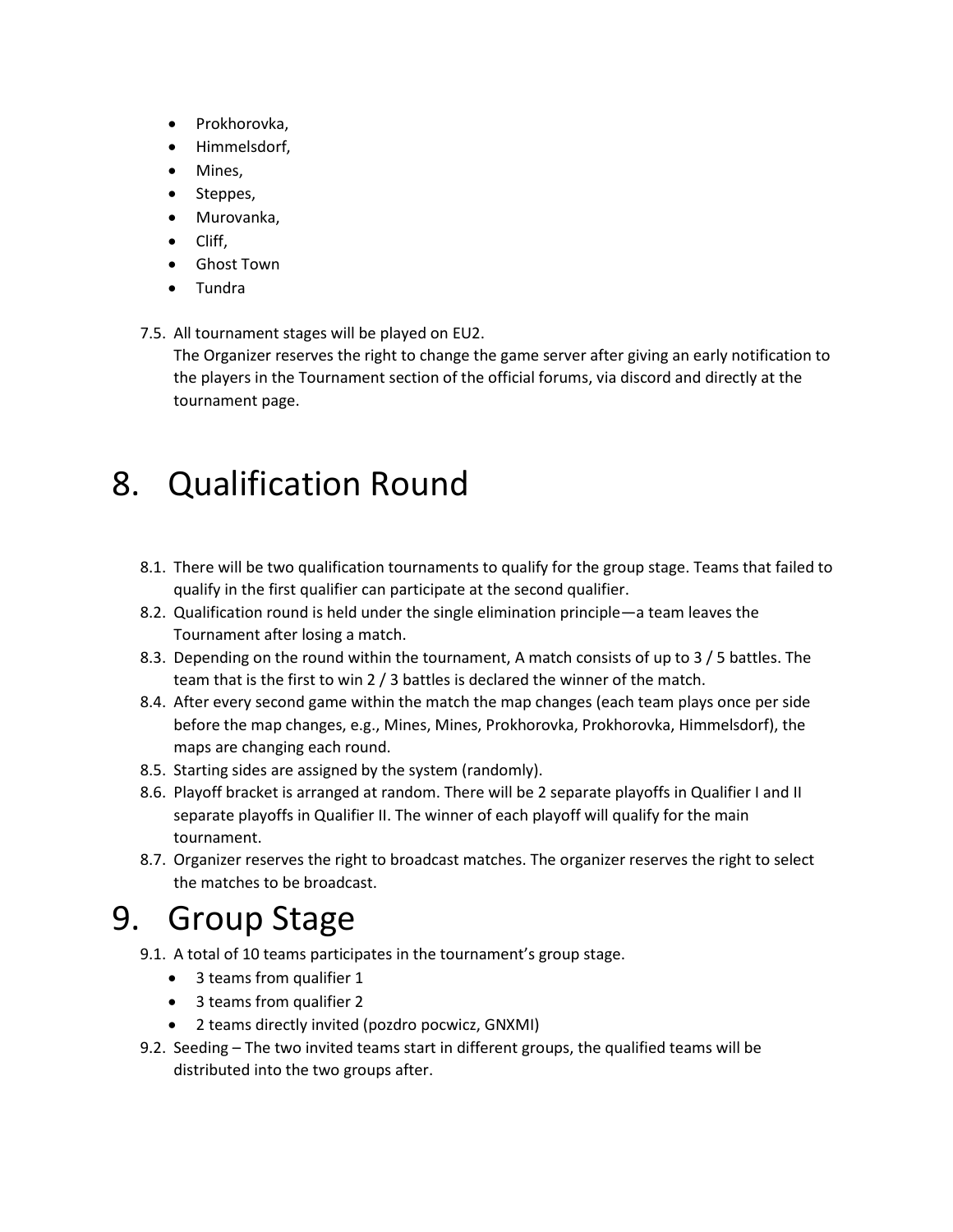- Prokhorovka,
- Himmelsdorf,
- Mines,
- Steppes,
- Murovanka,
- Cliff,
- Ghost Town
- Tundra

7.5. All tournament stages will be played on EU2.
The Organizer reserves the right to change the game server after giving an early notification to the players in the Tournament section of the official forums, via discord and directly at the tournament page.

# 8. Qualification Round

8.1. There will be two qualification tournaments to qualify for the group stage. Teams that failed to qualify in the first qualifier can participate at the second qualifier.

8.2. Qualification round is held under the single elimination principle—a team leaves the Tournament after losing a match.

8.3. Depending on the round within the tournament, A match consists of up to 3 / 5 battles. The team that is the first to win 2 / 3 battles is declared the winner of the match.

8.4. After every second game within the match the map changes (each team plays once per side before the map changes, e.g., Mines, Mines, Prokhorovka, Prokhorovka, Himmelsdorf), the maps are changing each round.

8.5. Starting sides are assigned by the system (randomly).

8.6. Playoff bracket is arranged at random. There will be 2 separate playoffs in Qualifier I and II separate playoffs in Qualifier II. The winner of each playoff will qualify for the main tournament.

8.7. Organizer reserves the right to broadcast matches. The organizer reserves the right to select the matches to be broadcast.

# 9. Group Stage

9.1. A total of 10 teams participates in the tournament's group stage.
- 3 teams from qualifier 1
- 3 teams from qualifier 2
- 2 teams directly invited (pozdro pocwicz, GNXMI)

9.2. Seeding – The two invited teams start in different groups, the qualified teams will be distributed into the two groups after.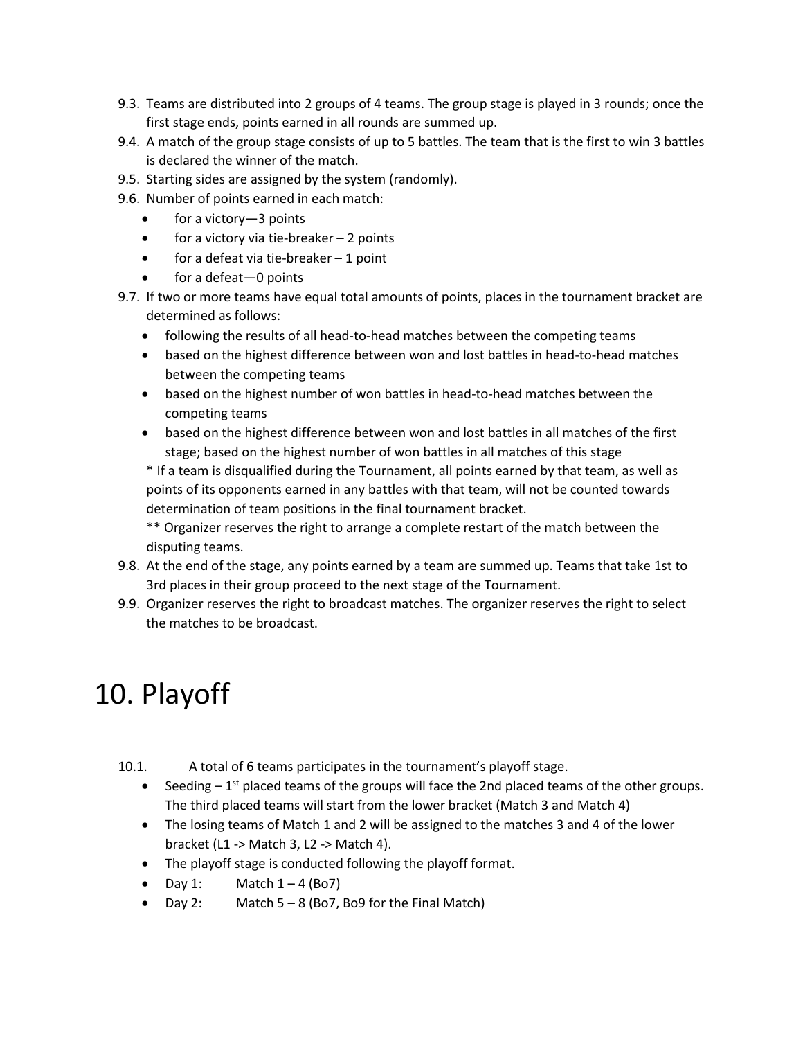9.3. Teams are distributed into 2 groups of 4 teams. The group stage is played in 3 rounds; once the first stage ends, points earned in all rounds are summed up.

9.4. A match of the group stage consists of up to 5 battles. The team that is the first to win 3 battles is declared the winner of the match.

9.5. Starting sides are assigned by the system (randomly).

9.6. Number of points earned in each match:

- for a victory—3 points
- for a victory via tie-breaker – 2 points
- for a defeat via tie-breaker – 1 point
- for a defeat—0 points

9.7. If two or more teams have equal total amounts of points, places in the tournament bracket are determined as follows:

- following the results of all head-to-head matches between the competing teams
- based on the highest difference between won and lost battles in head-to-head matches between the competing teams
- based on the highest number of won battles in head-to-head matches between the competing teams
- based on the highest difference between won and lost battles in all matches of the first stage; based on the highest number of won battles in all matches of this stage

\* If a team is disqualified during the Tournament, all points earned by that team, as well as points of its opponents earned in any battles with that team, will not be counted towards determination of team positions in the final tournament bracket.

\*\* Organizer reserves the right to arrange a complete restart of the match between the disputing teams.

9.8. At the end of the stage, any points earned by a team are summed up. Teams that take 1st to 3rd places in their group proceed to the next stage of the Tournament.

9.9. Organizer reserves the right to broadcast matches. The organizer reserves the right to select the matches to be broadcast.

# 10. Playoff

10.1. A total of 6 teams participates in the tournament's playoff stage.

- Seeding – 1st placed teams of the groups will face the 2nd placed teams of the other groups. The third placed teams will start from the lower bracket (Match 3 and Match 4)
- The losing teams of Match 1 and 2 will be assigned to the matches 3 and 4 of the lower bracket (L1 -> Match 3, L2 -> Match 4).
- The playoff stage is conducted following the playoff format.
- Day 1: Match 1 – 4 (Bo7)
- Day 2: Match 5 – 8 (Bo7, Bo9 for the Final Match)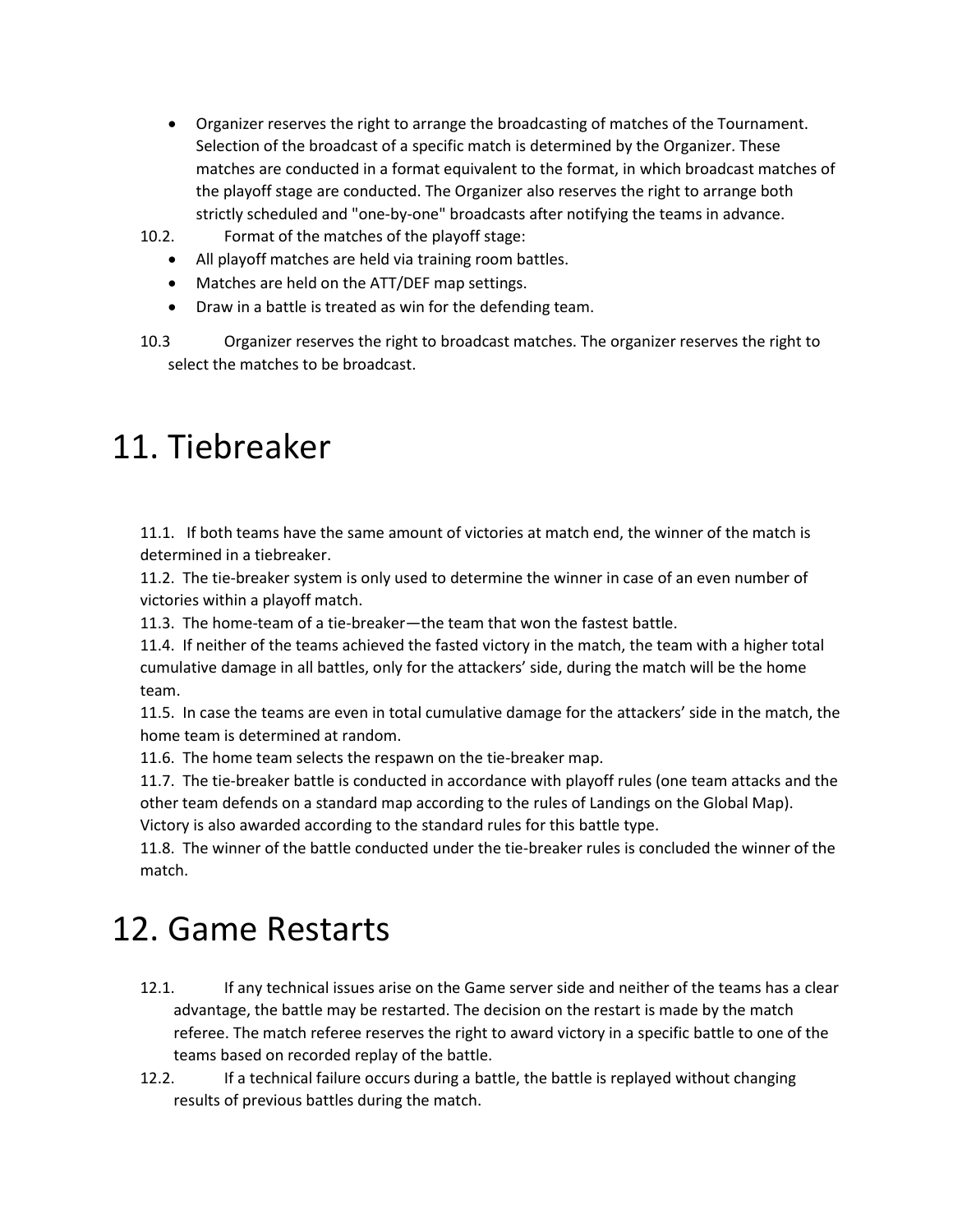- Organizer reserves the right to arrange the broadcasting of matches of the Tournament. Selection of the broadcast of a specific match is determined by the Organizer. These matches are conducted in a format equivalent to the format, in which broadcast matches of the playoff stage are conducted. The Organizer also reserves the right to arrange both strictly scheduled and "one-by-one" broadcasts after notifying the teams in advance.

10.2. Format of the matches of the playoff stage:

- All playoff matches are held via training room battles.
- Matches are held on the ATT/DEF map settings.
- Draw in a battle is treated as win for the defending team.

10.3 Organizer reserves the right to broadcast matches. The organizer reserves the right to select the matches to be broadcast.

# 11. Tiebreaker

11.1. If both teams have the same amount of victories at match end, the winner of the match is determined in a tiebreaker.
11.2. The tie-breaker system is only used to determine the winner in case of an even number of victories within a playoff match.
11.3. The home-team of a tie-breaker—the team that won the fastest battle.
11.4. If neither of the teams achieved the fasted victory in the match, the team with a higher total cumulative damage in all battles, only for the attackers' side, during the match will be the home team.
11.5. In case the teams are even in total cumulative damage for the attackers' side in the match, the home team is determined at random.
11.6. The home team selects the respawn on the tie-breaker map.
11.7. The tie-breaker battle is conducted in accordance with playoff rules (one team attacks and the other team defends on a standard map according to the rules of Landings on the Global Map). Victory is also awarded according to the standard rules for this battle type.
11.8. The winner of the battle conducted under the tie-breaker rules is concluded the winner of the match.

# 12. Game Restarts

12.1. If any technical issues arise on the Game server side and neither of the teams has a clear advantage, the battle may be restarted. The decision on the restart is made by the match referee. The match referee reserves the right to award victory in a specific battle to one of the teams based on recorded replay of the battle.

12.2. If a technical failure occurs during a battle, the battle is replayed without changing results of previous battles during the match.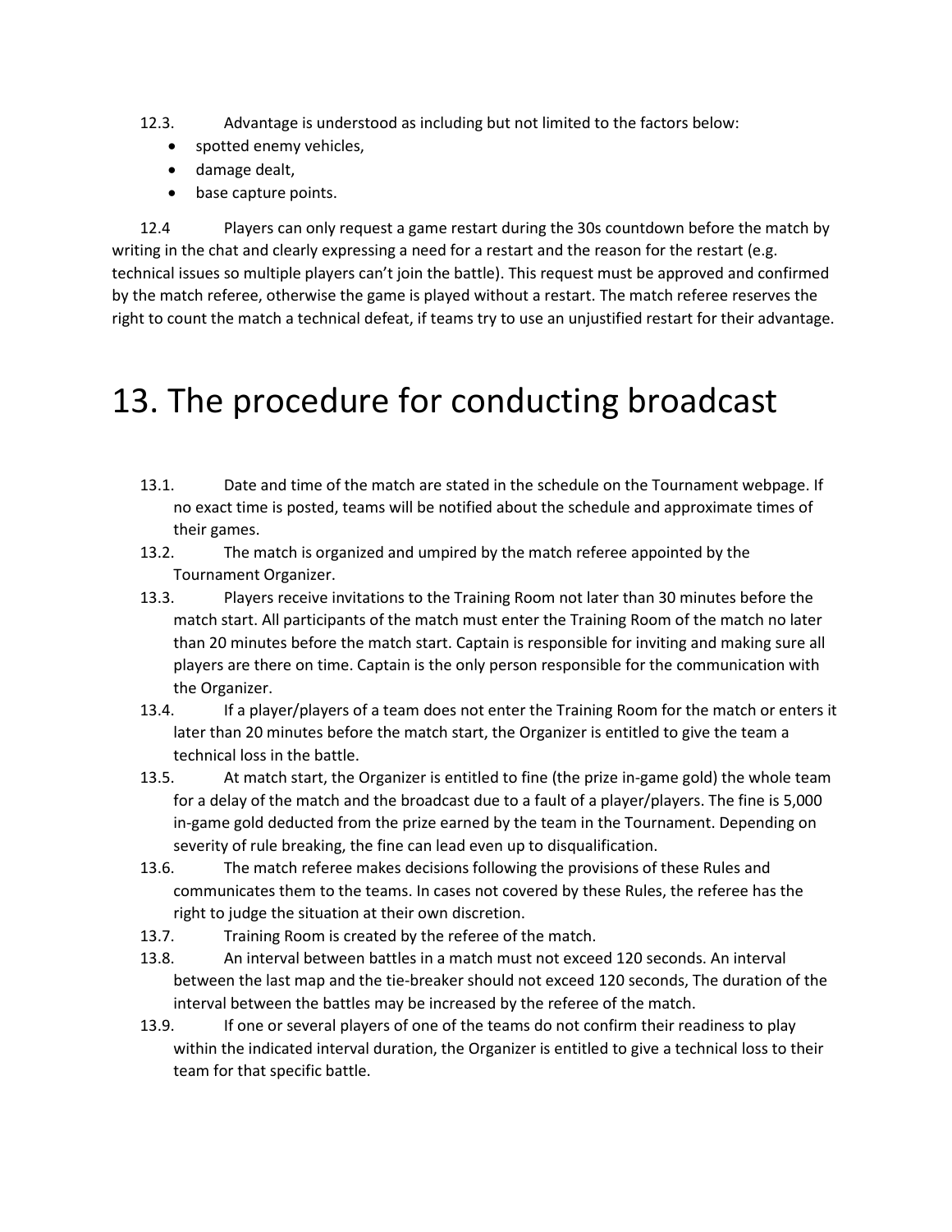12.3. Advantage is understood as including but not limited to the factors below:

- spotted enemy vehicles,
- damage dealt,
- base capture points.

12.4 Players can only request a game restart during the 30s countdown before the match by writing in the chat and clearly expressing a need for a restart and the reason for the restart (e.g. technical issues so multiple players can't join the battle). This request must be approved and confirmed by the match referee, otherwise the game is played without a restart. The match referee reserves the right to count the match a technical defeat, if teams try to use an unjustified restart for their advantage.

# 13. The procedure for conducting broadcast

13.1. Date and time of the match are stated in the schedule on the Tournament webpage. If no exact time is posted, teams will be notified about the schedule and approximate times of their games.

13.2. The match is organized and umpired by the match referee appointed by the Tournament Organizer.

13.3. Players receive invitations to the Training Room not later than 30 minutes before the match start. All participants of the match must enter the Training Room of the match no later than 20 minutes before the match start. Captain is responsible for inviting and making sure all players are there on time. Captain is the only person responsible for the communication with the Organizer.

13.4. If a player/players of a team does not enter the Training Room for the match or enters it later than 20 minutes before the match start, the Organizer is entitled to give the team a technical loss in the battle.

13.5. At match start, the Organizer is entitled to fine (the prize in-game gold) the whole team for a delay of the match and the broadcast due to a fault of a player/players. The fine is 5,000 in-game gold deducted from the prize earned by the team in the Tournament. Depending on severity of rule breaking, the fine can lead even up to disqualification.

13.6. The match referee makes decisions following the provisions of these Rules and communicates them to the teams. In cases not covered by these Rules, the referee has the right to judge the situation at their own discretion.

13.7. Training Room is created by the referee of the match.

13.8. An interval between battles in a match must not exceed 120 seconds. An interval between the last map and the tie-breaker should not exceed 120 seconds, The duration of the interval between the battles may be increased by the referee of the match.

13.9. If one or several players of one of the teams do not confirm their readiness to play within the indicated interval duration, the Organizer is entitled to give a technical loss to their team for that specific battle.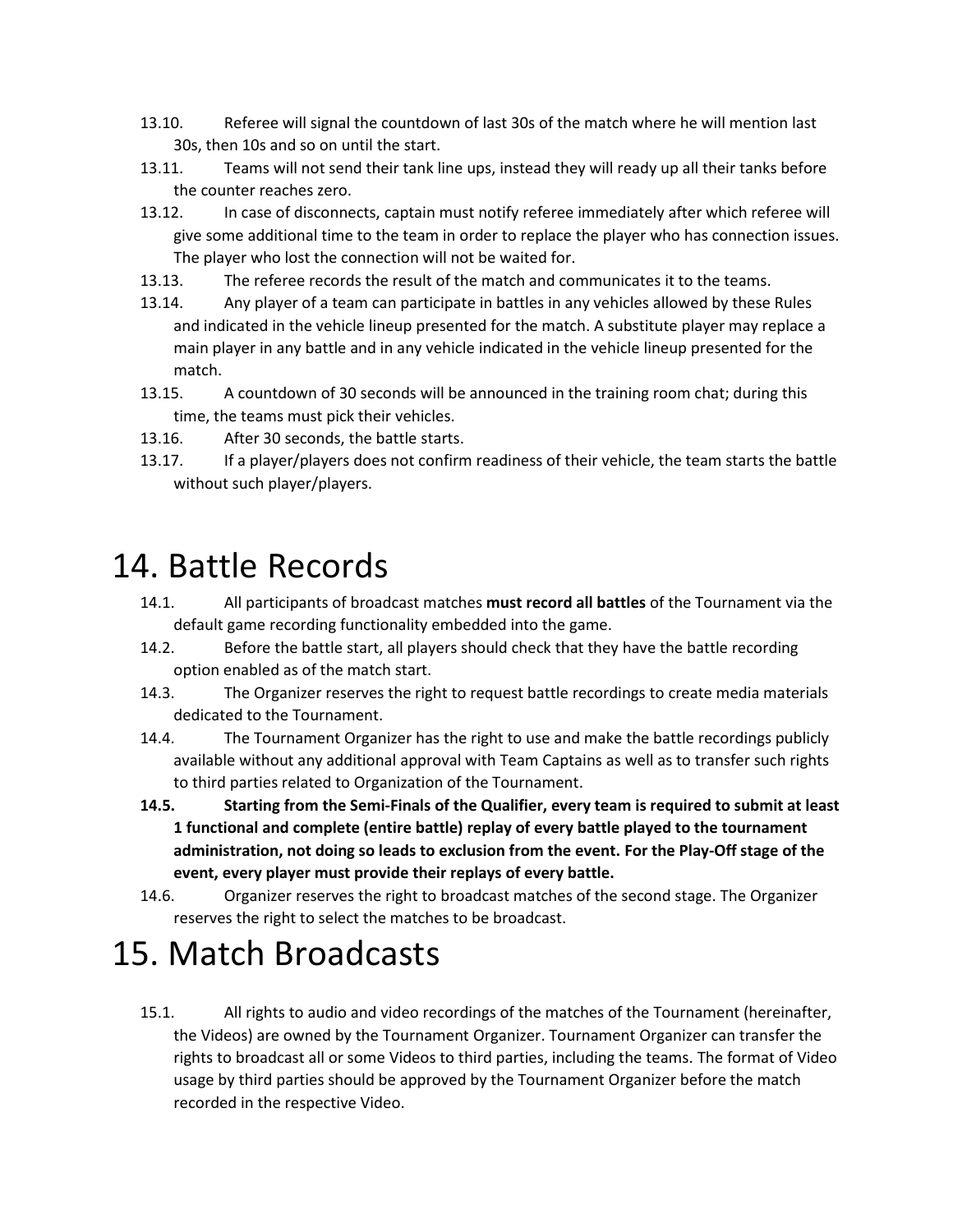13.10. Referee will signal the countdown of last 30s of the match where he will mention last 30s, then 10s and so on until the start.

13.11. Teams will not send their tank line ups, instead they will ready up all their tanks before the counter reaches zero.

13.12. In case of disconnects, captain must notify referee immediately after which referee will give some additional time to the team in order to replace the player who has connection issues. The player who lost the connection will not be waited for.

13.13. The referee records the result of the match and communicates it to the teams.

13.14. Any player of a team can participate in battles in any vehicles allowed by these Rules and indicated in the vehicle lineup presented for the match. A substitute player may replace a main player in any battle and in any vehicle indicated in the vehicle lineup presented for the match.

13.15. A countdown of 30 seconds will be announced in the training room chat; during this time, the teams must pick their vehicles.

13.16. After 30 seconds, the battle starts.

13.17. If a player/players does not confirm readiness of their vehicle, the team starts the battle without such player/players.

# 14. Battle Records

14.1. All participants of broadcast matches **must record all battles** of the Tournament via the default game recording functionality embedded into the game.

14.2. Before the battle start, all players should check that they have the battle recording option enabled as of the match start.

14.3. The Organizer reserves the right to request battle recordings to create media materials dedicated to the Tournament.

14.4. The Tournament Organizer has the right to use and make the battle recordings publicly available without any additional approval with Team Captains as well as to transfer such rights to third parties related to Organization of the Tournament.

**14.5. Starting from the Semi-Finals of the Qualifier, every team is required to submit at least 1 functional and complete (entire battle) replay of every battle played to the tournament administration, not doing so leads to exclusion from the event. For the Play-Off stage of the event, every player must provide their replays of every battle.**

14.6. Organizer reserves the right to broadcast matches of the second stage. The Organizer reserves the right to select the matches to be broadcast.

# 15. Match Broadcasts

15.1. All rights to audio and video recordings of the matches of the Tournament (hereinafter, the Videos) are owned by the Tournament Organizer. Tournament Organizer can transfer the rights to broadcast all or some Videos to third parties, including the teams. The format of Video usage by third parties should be approved by the Tournament Organizer before the match recorded in the respective Video.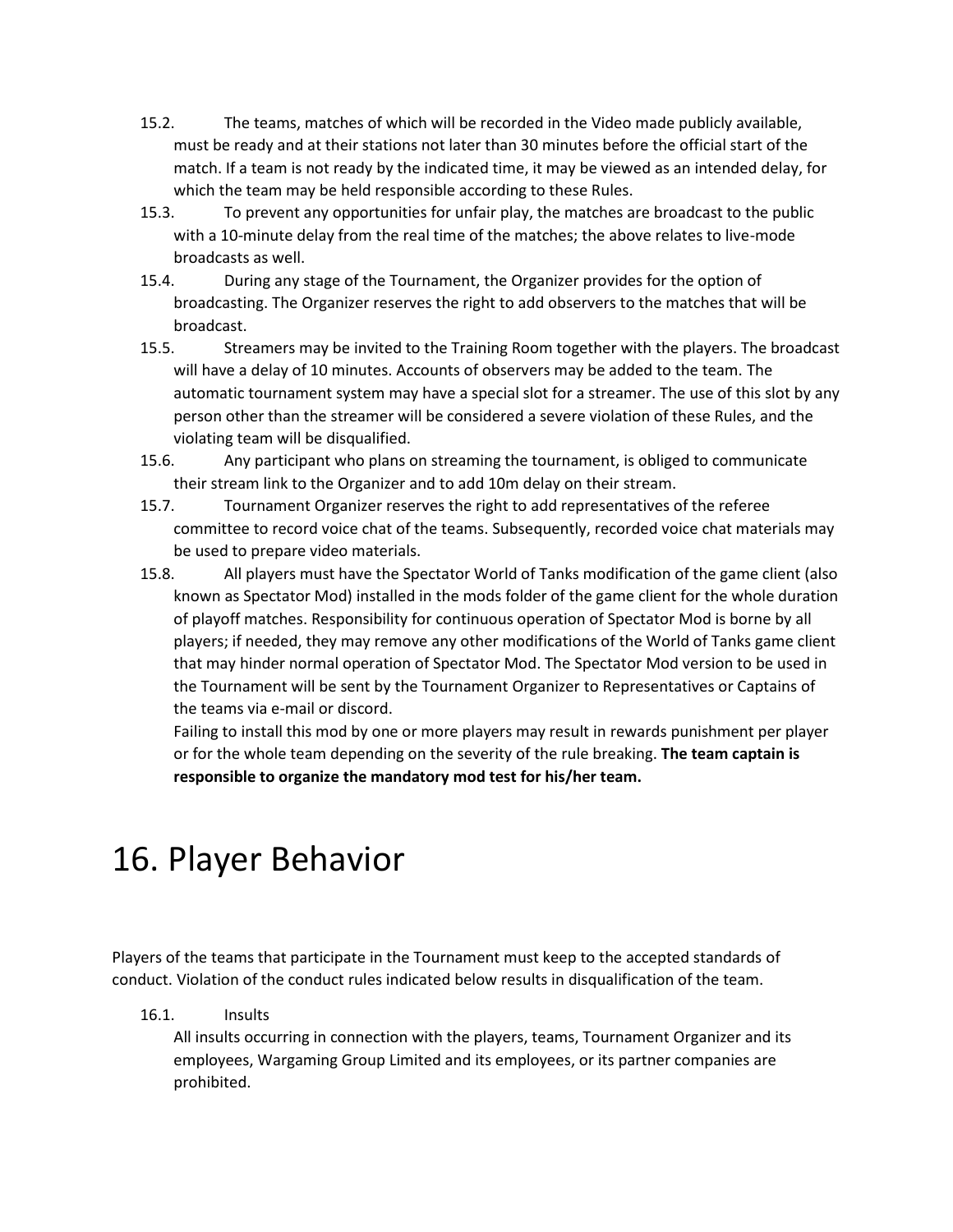15.2. The teams, matches of which will be recorded in the Video made publicly available, must be ready and at their stations not later than 30 minutes before the official start of the match. If a team is not ready by the indicated time, it may be viewed as an intended delay, for which the team may be held responsible according to these Rules.

15.3. To prevent any opportunities for unfair play, the matches are broadcast to the public with a 10-minute delay from the real time of the matches; the above relates to live-mode broadcasts as well.

15.4. During any stage of the Tournament, the Organizer provides for the option of broadcasting. The Organizer reserves the right to add observers to the matches that will be broadcast.

15.5. Streamers may be invited to the Training Room together with the players. The broadcast will have a delay of 10 minutes. Accounts of observers may be added to the team. The automatic tournament system may have a special slot for a streamer. The use of this slot by any person other than the streamer will be considered a severe violation of these Rules, and the violating team will be disqualified.

15.6. Any participant who plans on streaming the tournament, is obliged to communicate their stream link to the Organizer and to add 10m delay on their stream.

15.7. Tournament Organizer reserves the right to add representatives of the referee committee to record voice chat of the teams. Subsequently, recorded voice chat materials may be used to prepare video materials.

15.8. All players must have the Spectator World of Tanks modification of the game client (also known as Spectator Mod) installed in the mods folder of the game client for the whole duration of playoff matches. Responsibility for continuous operation of Spectator Mod is borne by all players; if needed, they may remove any other modifications of the World of Tanks game client that may hinder normal operation of Spectator Mod. The Spectator Mod version to be used in the Tournament will be sent by the Tournament Organizer to Representatives or Captains of the teams via e-mail or discord.
Failing to install this mod by one or more players may result in rewards punishment per player or for the whole team depending on the severity of the rule breaking. **The team captain is responsible to organize the mandatory mod test for his/her team.**

# 16. Player Behavior

Players of the teams that participate in the Tournament must keep to the accepted standards of conduct. Violation of the conduct rules indicated below results in disqualification of the team.

16.1. Insults
All insults occurring in connection with the players, teams, Tournament Organizer and its employees, Wargaming Group Limited and its employees, or its partner companies are prohibited.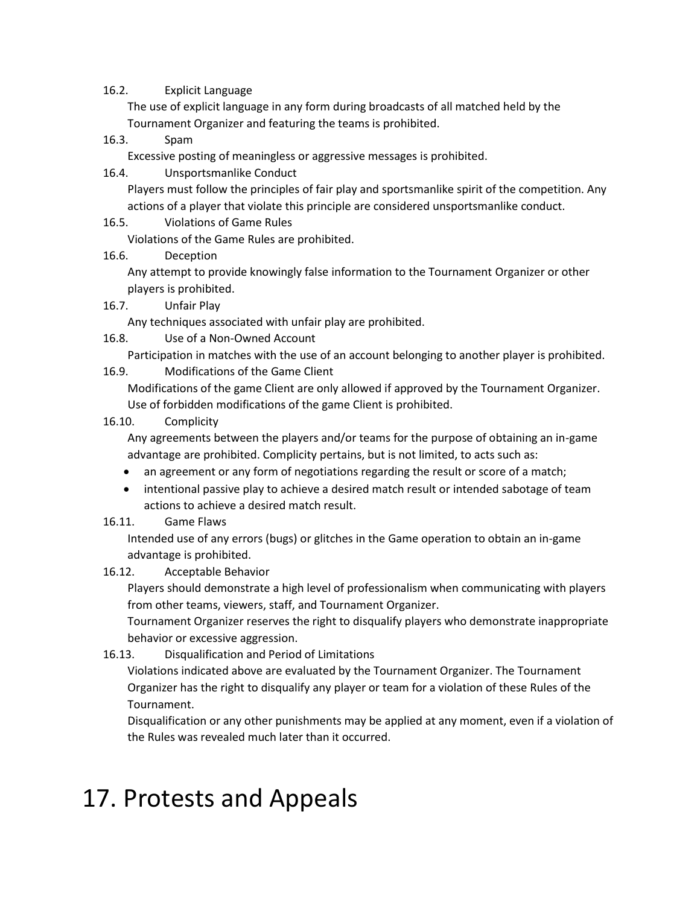16.2. Explicit Language

The use of explicit language in any form during broadcasts of all matched held by the Tournament Organizer and featuring the teams is prohibited.

16.3. Spam

Excessive posting of meaningless or aggressive messages is prohibited.

16.4. Unsportsmanlike Conduct

Players must follow the principles of fair play and sportsmanlike spirit of the competition. Any actions of a player that violate this principle are considered unsportsmanlike conduct.

16.5. Violations of Game Rules

Violations of the Game Rules are prohibited.

16.6. Deception

Any attempt to provide knowingly false information to the Tournament Organizer or other players is prohibited.

16.7. Unfair Play

Any techniques associated with unfair play are prohibited.

16.8. Use of a Non-Owned Account

Participation in matches with the use of an account belonging to another player is prohibited.

16.9. Modifications of the Game Client

Modifications of the game Client are only allowed if approved by the Tournament Organizer. Use of forbidden modifications of the game Client is prohibited.

16.10. Complicity

Any agreements between the players and/or teams for the purpose of obtaining an in-game advantage are prohibited. Complicity pertains, but is not limited, to acts such as:

- an agreement or any form of negotiations regarding the result or score of a match;
- intentional passive play to achieve a desired match result or intended sabotage of team actions to achieve a desired match result.

16.11. Game Flaws

Intended use of any errors (bugs) or glitches in the Game operation to obtain an in-game advantage is prohibited.

16.12. Acceptable Behavior

Players should demonstrate a high level of professionalism when communicating with players from other teams, viewers, staff, and Tournament Organizer.

Tournament Organizer reserves the right to disqualify players who demonstrate inappropriate behavior or excessive aggression.

16.13. Disqualification and Period of Limitations

Violations indicated above are evaluated by the Tournament Organizer. The Tournament Organizer has the right to disqualify any player or team for a violation of these Rules of the Tournament.

Disqualification or any other punishments may be applied at any moment, even if a violation of the Rules was revealed much later than it occurred.

# 17. Protests and Appeals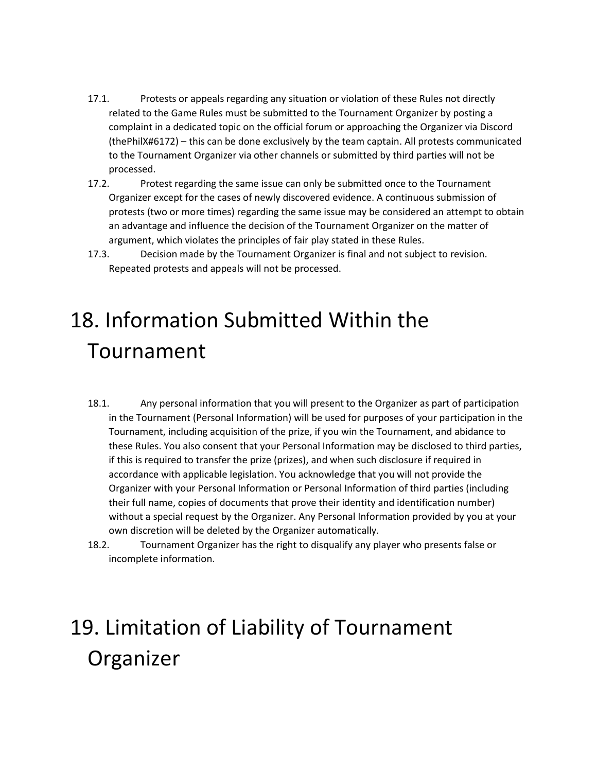17.1. Protests or appeals regarding any situation or violation of these Rules not directly related to the Game Rules must be submitted to the Tournament Organizer by posting a complaint in a dedicated topic on the official forum or approaching the Organizer via Discord (thePhilX#6172) – this can be done exclusively by the team captain. All protests communicated to the Tournament Organizer via other channels or submitted by third parties will not be processed.

17.2. Protest regarding the same issue can only be submitted once to the Tournament Organizer except for the cases of newly discovered evidence. A continuous submission of protests (two or more times) regarding the same issue may be considered an attempt to obtain an advantage and influence the decision of the Tournament Organizer on the matter of argument, which violates the principles of fair play stated in these Rules.

17.3. Decision made by the Tournament Organizer is final and not subject to revision. Repeated protests and appeals will not be processed.

# 18. Information Submitted Within the Tournament

18.1. Any personal information that you will present to the Organizer as part of participation in the Tournament (Personal Information) will be used for purposes of your participation in the Tournament, including acquisition of the prize, if you win the Tournament, and abidance to these Rules. You also consent that your Personal Information may be disclosed to third parties, if this is required to transfer the prize (prizes), and when such disclosure if required in accordance with applicable legislation. You acknowledge that you will not provide the Organizer with your Personal Information or Personal Information of third parties (including their full name, copies of documents that prove their identity and identification number) without a special request by the Organizer. Any Personal Information provided by you at your own discretion will be deleted by the Organizer automatically.

18.2. Tournament Organizer has the right to disqualify any player who presents false or incomplete information.

# 19. Limitation of Liability of Tournament Organizer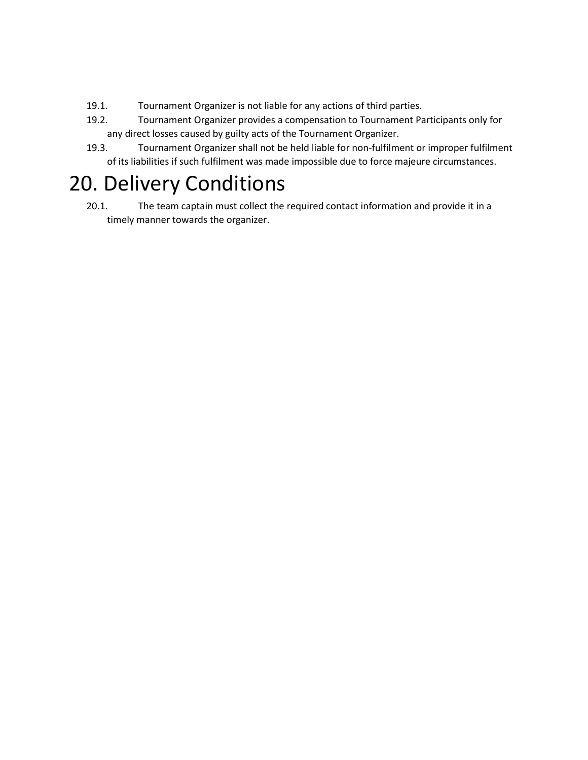19.1. Tournament Organizer is not liable for any actions of third parties.

19.2. Tournament Organizer provides a compensation to Tournament Participants only for any direct losses caused by guilty acts of the Tournament Organizer.

19.3. Tournament Organizer shall not be held liable for non-fulfilment or improper fulfilment of its liabilities if such fulfilment was made impossible due to force majeure circumstances.

# 20. Delivery Conditions

20.1. The team captain must collect the required contact information and provide it in a timely manner towards the organizer.